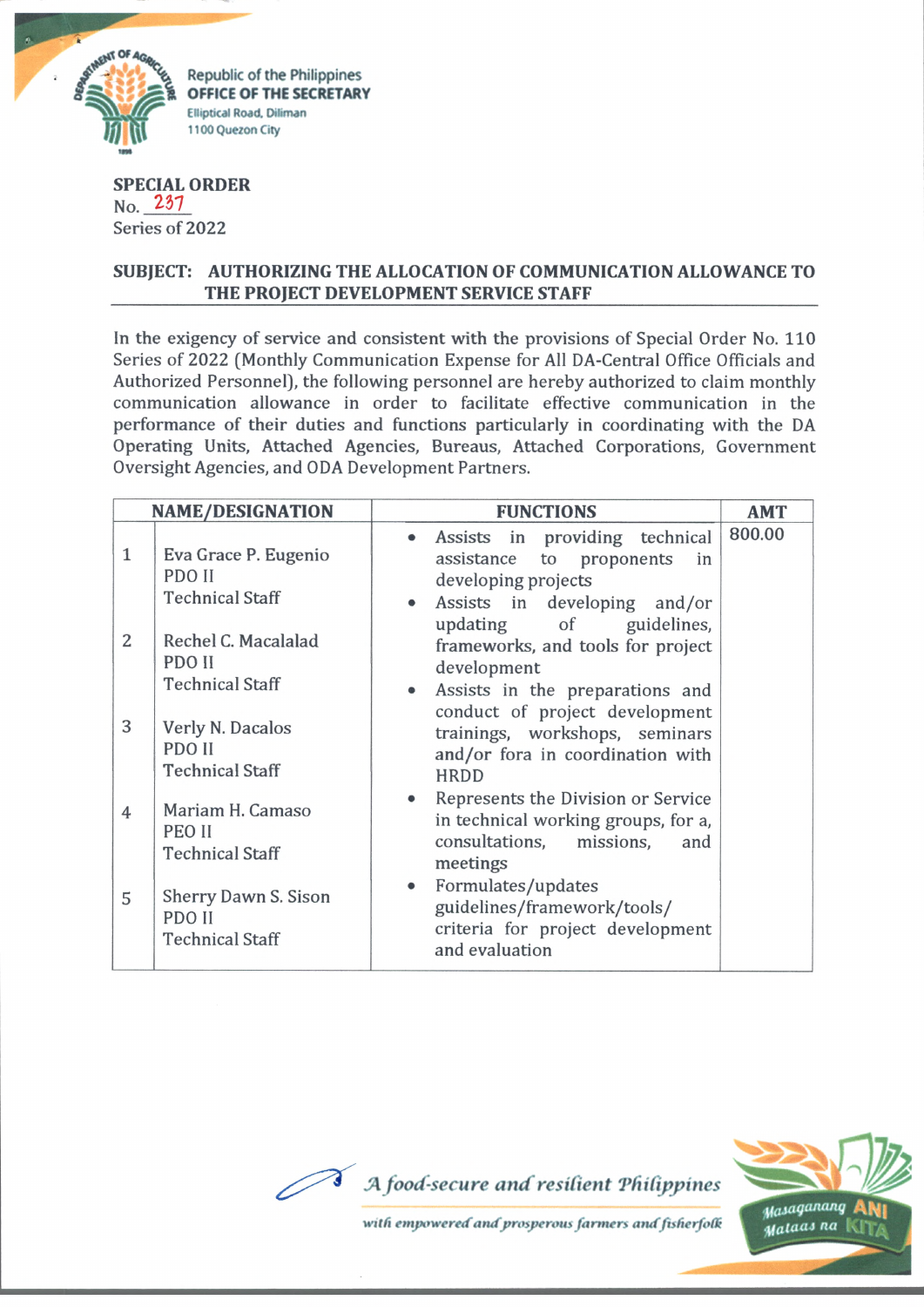Republic of the Philippines
**OFFICE OF THE SECRETARY**
Elliptical Road, Diliman
1100 Quezon City

**SPECIAL ORDER**
No. 237
Series of 2022

**SUBJECT: AUTHORIZING THE ALLOCATION OF COMMUNICATION ALLOWANCE TO THE PROJECT DEVELOPMENT SERVICE STAFF**

In the exigency of service and consistent with the provisions of Special Order No. 110 Series of 2022 (Monthly Communication Expense for All DA-Central Office Officials and Authorized Personnel), the following personnel are hereby authorized to claim monthly communication allowance in order to facilitate effective communication in the performance of their duties and functions particularly in coordinating with the DA Operating Units, Attached Agencies, Bureaus, Attached Corporations, Government Oversight Agencies, and ODA Development Partners.

| | NAME/DESIGNATION | FUNCTIONS | AMT |
|---|---|---|---|
| 1 | Eva Grace P. Eugenio<br>PDO II<br>Technical Staff | • Assists in providing technical assistance to proponents in developing projects<br>• Assists in developing and/or updating of guidelines, frameworks, and tools for project development<br>• Assists in the preparations and conduct of project development trainings, workshops, seminars and/or fora in coordination with HRDD<br>• Represents the Division or Service in technical working groups, for a, consultations, missions, and meetings<br>• Formulates/updates guidelines/framework/tools/ criteria for project development and evaluation | 800.00 |
| 2 | Rechel C. Macalalad<br>PDO II<br>Technical Staff | | |
| 3 | Verly N. Dacalos<br>PDO II<br>Technical Staff | | |
| 4 | Mariam H. Camaso<br>PEO II<br>Technical Staff | | |
| 5 | Sherry Dawn S. Sison<br>PDO II<br>Technical Staff | | |

*A food-secure and resilient Philippines*
*with empowered and prosperous farmers and fisherfolk*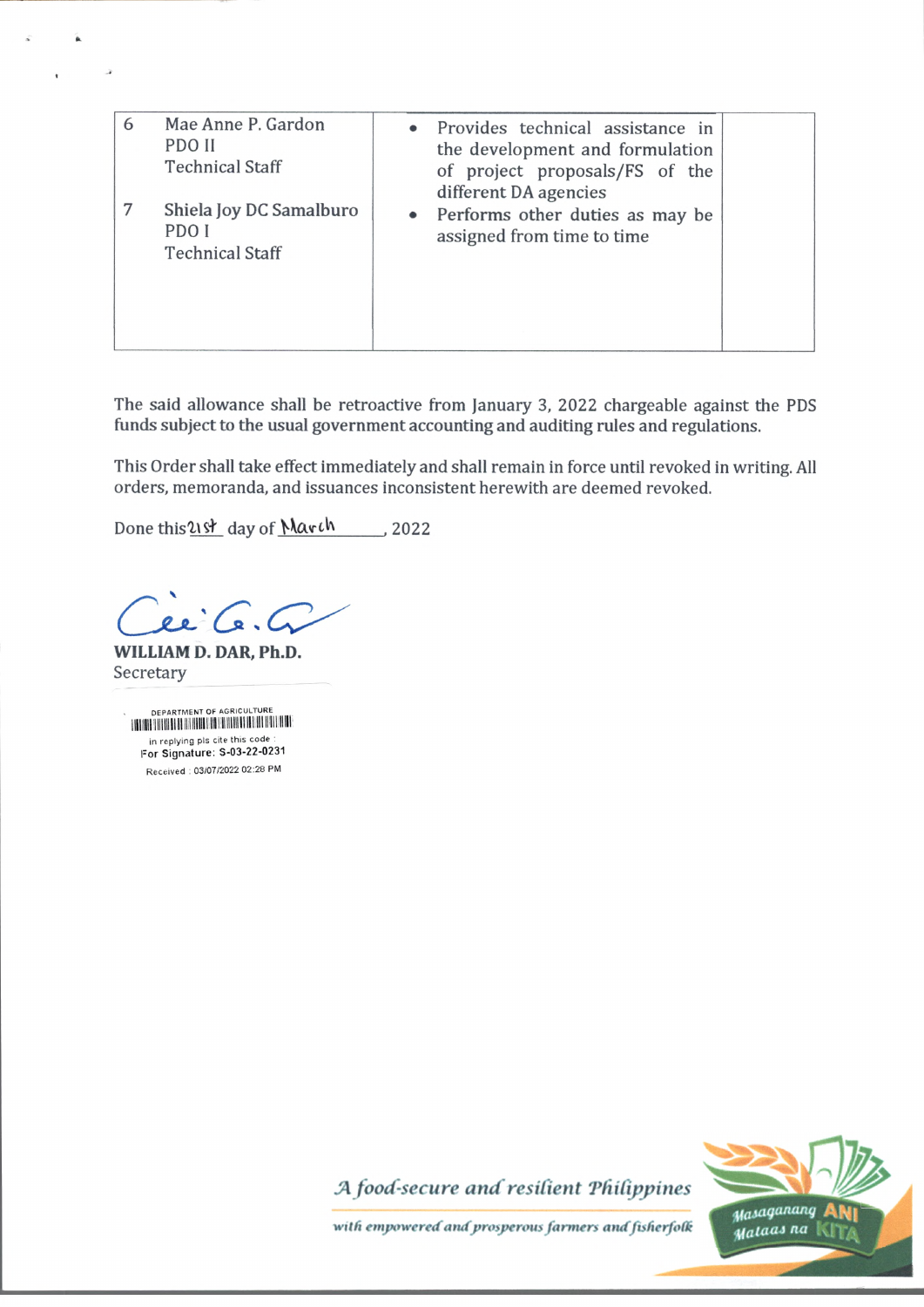| | | | |
|---|---|---|---|
| 6 | Mae Anne P. Gardon<br>PDO II<br>Technical Staff | • Provides technical assistance in the development and formulation of project proposals/FS of the different DA agencies<br>• Performs other duties as may be assigned from time to time | |
| 7 | Shiela Joy DC Samalburo<br>PDO I<br>Technical Staff | | |

The said allowance shall be retroactive from January 3, 2022 chargeable against the PDS funds subject to the usual government accounting and auditing rules and regulations.

This Order shall take effect immediately and shall remain in force until revoked in writing. All orders, memoranda, and issuances inconsistent herewith are deemed revoked.

Done this 21st day of March, 2022

**WILLIAM D. DAR, Ph.D.**
Secretary

DEPARTMENT OF AGRICULTURE
in replying pls cite this code :
For Signature: S-03-22-0231
Received : 03/07/2022 02:28 PM

*A food-secure and resilient Philippines*
*with empowered and prosperous farmers and fisherfolk*

Masaganang ANI Mataas na KITA